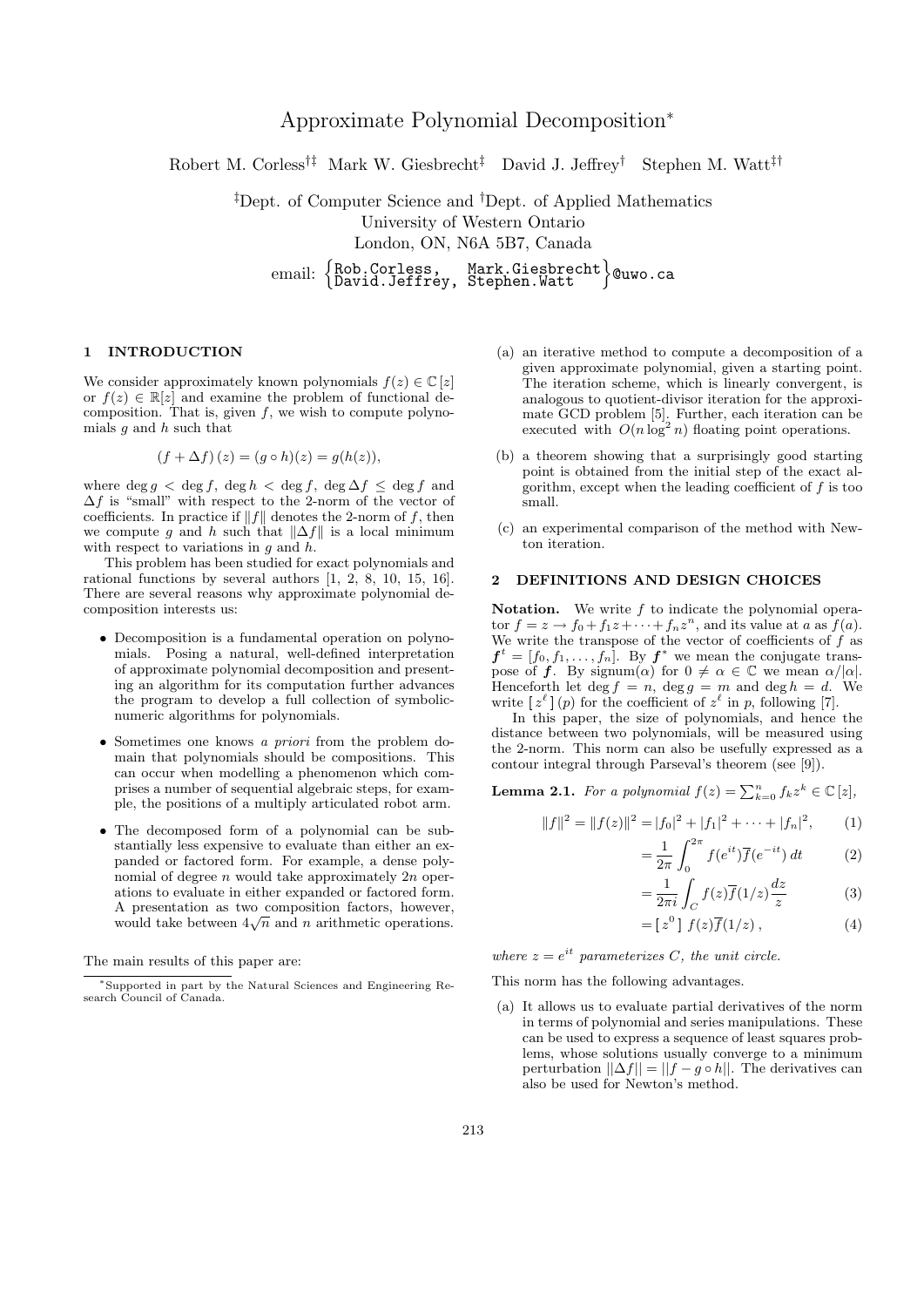# Approximate Polynomial Decomposition*

Robert M. Corless[†‡] Mark W. Giesbrecht[‡] David J. Jeffrey[†] Stephen M. Watt[‡†]

[‡]Dept. of Computer Science and [†]Dept. of Applied Mathematics
University of Western Ontario
London, ON, N6A 5B7, Canada

email: {Rob.Corless, Mark.Giesbrecht, David.Jeffrey, Stephen.Watt}@uwo.ca

## 1 INTRODUCTION

We consider approximately known polynomials $f(z) \in \mathbb{C}[z]$ or $f(z) \in \mathbb{R}[z]$ and examine the problem of functional decomposition. That is, given $f$, we wish to compute polynomials $g$ and $h$ such that

$$(f + \Delta f)(z) = (g \circ h)(z) = g(h(z)),$$

where $\deg g < \deg f$, $\deg h < \deg f$, $\deg \Delta f \leq \deg f$ and $\Delta f$ is "small" with respect to the 2-norm of the vector of coefficients. In practice if $\|f\|$ denotes the 2-norm of $f$, then we compute $g$ and $h$ such that $\|\Delta f\|$ is a local minimum with respect to variations in $g$ and $h$.

This problem has been studied for exact polynomials and rational functions by several authors [1, 2, 8, 10, 15, 16]. There are several reasons why approximate polynomial decomposition interests us:

- Decomposition is a fundamental operation on polynomials. Posing a natural, well-defined interpretation of approximate polynomial decomposition and presenting an algorithm for its computation further advances the program to develop a full collection of symbolic-numeric algorithms for polynomials.
- Sometimes one knows *a priori* from the problem domain that polynomials should be compositions. This can occur when modelling a phenomenon which comprises a number of sequential algebraic steps, for example, the positions of a multiply articulated robot arm.
- The decomposed form of a polynomial can be substantially less expensive to evaluate than either an expanded or factored form. For example, a dense polynomial of degree $n$ would take approximately $2n$ operations to evaluate in either expanded or factored form. A presentation as two composition factors, however, would take between $4\sqrt{n}$ and $n$ arithmetic operations.

The main results of this paper are:

(a) an iterative method to compute a decomposition of a given approximate polynomial, given a starting point. The iteration scheme, which is linearly convergent, is analogous to quotient-divisor iteration for the approximate GCD problem [5]. Further, each iteration can be executed with $O(n \log^2 n)$ floating point operations.

(b) a theorem showing that a surprisingly good starting point is obtained from the initial step of the exact algorithm, except when the leading coefficient of $f$ is too small.

(c) an experimental comparison of the method with Newton iteration.

## 2 DEFINITIONS AND DESIGN CHOICES

**Notation.** We write $f$ to indicate the polynomial operator $f = z \to f_0 + f_1 z + \cdots + f_n z^n$, and its value at $a$ as $f(a)$. We write the transpose of the vector of coefficients of $f$ as $\boldsymbol{f}^t = [f_0, f_1, \ldots, f_n]$. By $\boldsymbol{f}^*$ we mean the conjugate transpose of $\boldsymbol{f}$. By signum($\alpha$) for $0 \neq \alpha \in \mathbb{C}$ we mean $\alpha/|\alpha|$. Henceforth let $\deg f = n$, $\deg g = m$ and $\deg h = d$. We write $[z^\ell](p)$ for the coefficient of $z^\ell$ in $p$, following [7].

In this paper, the size of polynomials, and hence the distance between two polynomials, will be measured using the 2-norm. This norm can also be usefully expressed as a contour integral through Parseval's theorem (see [9]).

**Lemma 2.1.** *For a polynomial $f(z) = \sum_{k=0}^{n} f_k z^k \in \mathbb{C}[z]$,*

$$\|f\|^2 = \|f(z)\|^2 = |f_0|^2 + |f_1|^2 + \cdots + |f_n|^2, \tag{1}$$

$$= \frac{1}{2\pi} \int_0^{2\pi} f(e^{it}) \overline{f}(e^{-it})\, dt \tag{2}$$

$$= \frac{1}{2\pi i} \int_C f(z) \overline{f}(1/z) \frac{dz}{z} \tag{3}$$

$$= [z^0]\ f(z) \overline{f}(1/z)\,, \tag{4}$$

*where $z = e^{it}$ parameterizes $C$, the unit circle.*

This norm has the following advantages.

(a) It allows us to evaluate partial derivatives of the norm in terms of polynomial and series manipulations. These can be used to express a sequence of least squares problems, whose solutions usually converge to a minimum perturbation $||\Delta f|| = ||f - g \circ h||$. The derivatives can also be used for Newton's method.

*Supported in part by the Natural Sciences and Engineering Research Council of Canada.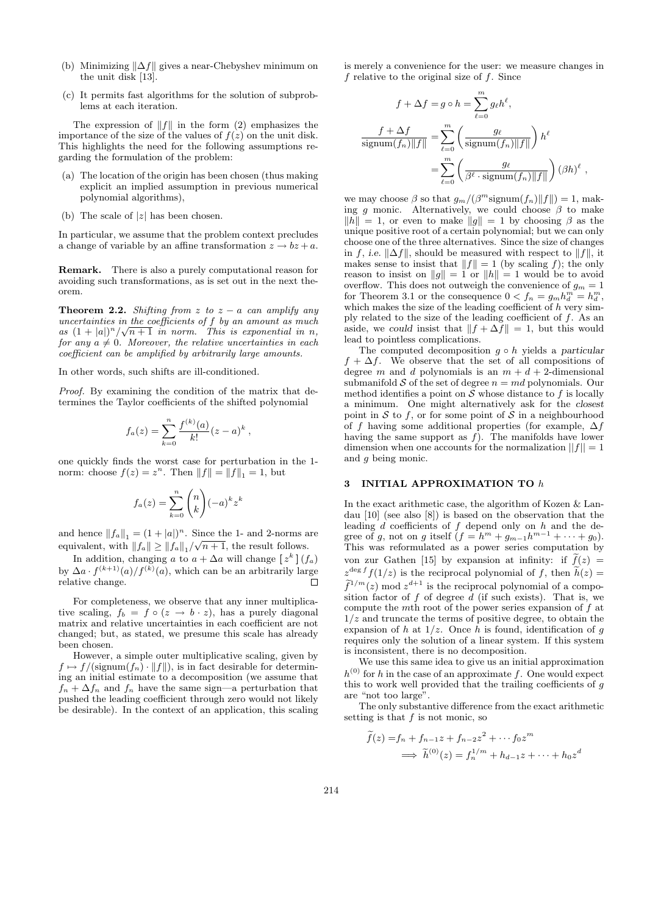(b) Minimizing $\|\Delta f\|$ gives a near-Chebyshev minimum on the unit disk [13].

(c) It permits fast algorithms for the solution of subproblems at each iteration.

The expression of $\|f\|$ in the form (2) emphasizes the importance of the size of the values of $f(z)$ on the unit disk. This highlights the need for the following assumptions regarding the formulation of the problem:

(a) The location of the origin has been chosen (thus making explicit an implied assumption in previous numerical polynomial algorithms),

(b) The scale of $|z|$ has been chosen.

In particular, we assume that the problem context precludes a change of variable by an affine transformation $z \to bz + a$.

**Remark.** There is also a purely computational reason for avoiding such transformations, as is set out in the next theorem.

**Theorem 2.2.** *Shifting from $z$ to $z - a$ can amplify any uncertainties in the coefficients of $f$ by an amount as much as $(1 + |a|)^n/\sqrt{n+1}$ in norm. This is exponential in $n$, for any $a \neq 0$. Moreover, the relative uncertainties in each coefficient can be amplified by arbitrarily large amounts.*

In other words, such shifts are ill-conditioned.

*Proof.* By examining the condition of the matrix that determines the Taylor coefficients of the shifted polynomial

$$f_a(z) = \sum_{k=0}^{n} \frac{f^{(k)}(a)}{k!}(z-a)^k ,$$

one quickly finds the worst case for perturbation in the 1-norm: choose $f(z) = z^n$. Then $\|f\| = \|f\|_1 = 1$, but

$$f_a(z) = \sum_{k=0}^{n} \binom{n}{k} (-a)^k z^k$$

and hence $\|f_a\|_1 = (1 + |a|)^n$. Since the 1- and 2-norms are equivalent, with $\|f_a\| \geq \|f_a\|_1/\sqrt{n+1}$, the result follows.

In addition, changing $a$ to $a + \Delta a$ will change $[z^k](f_a)$ by $\Delta a \cdot f^{(k+1)}(a)/f^{(k)}(a)$, which can be an arbitrarily large relative change. $\square$

For completeness, we observe that any inner multiplicative scaling, $f_b = f \circ (z \to b \cdot z)$, has a purely diagonal matrix and relative uncertainties in each coefficient are not changed; but, as stated, we presume this scale has already been chosen.

However, a simple outer multiplicative scaling, given by $f \mapsto f/(\text{signum}(f_n) \cdot \|f\|)$, is in fact desirable for determining an initial estimate to a decomposition (we assume that $f_n + \Delta f_n$ and $f_n$ have the same sign—a perturbation that pushed the leading coefficient through zero would not likely be desirable). In the context of an application, this scaling is merely a convenience for the user: we measure changes in $f$ relative to the original size of $f$. Since

$$\begin{aligned}
f + \Delta f &= g \circ h = \sum_{\ell=0}^{m} g_\ell h^\ell, \\
\frac{f + \Delta f}{\text{signum}(f_n)\|f\|} &= \sum_{\ell=0}^{m} \left( \frac{g_\ell}{\text{signum}(f_n)\|f\|} \right) h^\ell \\
&= \sum_{\ell=0}^{m} \left( \frac{g_\ell}{\beta^\ell \cdot \text{signum}(f_n)\|f\|} \right) (\beta h)^\ell ,
\end{aligned}$$

we may choose $\beta$ so that $g_m/(\beta^m \text{signum}(f_n)\|f\|) = 1$, making $g$ monic. Alternatively, we could choose $\beta$ to make $\|h\| = 1$, or even to make $\|g\| = 1$ by choosing $\beta$ as the unique positive root of a certain polynomial; but we can only choose one of the three alternatives. Since the size of changes in $f$, *i.e.* $\|\Delta f\|$, should be measured with respect to $\|f\|$, it makes sense to insist that $\|f\| = 1$ (by scaling $f$); the only reason to insist on $\|g\| = 1$ or $\|h\| = 1$ would be to avoid overflow. This does not outweigh the convenience of $g_m = 1$ for Theorem 3.1 or the consequence $0 < f_n = g_m h_d^m = h_d^m$, which makes the size of the leading coefficient of $h$ very simply related to the size of the leading coefficient of $f$. As an aside, we *could* insist that $\|f + \Delta f\| = 1$, but this would lead to pointless complications.

The computed decomposition $g \circ h$ yields a *particular* $f + \Delta f$. We observe that the set of all compositions of degree $m$ and $d$ polynomials is an $m + d + 2$-dimensional submanifold $\mathcal{S}$ of the set of degree $n = md$ polynomials. Our method identifies a point on $\mathcal{S}$ whose distance to $f$ is locally a minimum. One might alternatively ask for the *closest* point in $\mathcal{S}$ to $f$, or for some point of $\mathcal{S}$ in a neighbourhood of $f$ having some additional properties (for example, $\Delta f$ having the same support as $f$). The manifolds have lower dimension when one accounts for the normalization $\|f\| = 1$ and $g$ being monic.

## 3 INITIAL APPROXIMATION TO $h$

In the exact arithmetic case, the algorithm of Kozen & Landau [10] (see also [8]) is based on the observation that the leading $d$ coefficients of $f$ depend only on $h$ and the degree of $g$, not on $g$ itself ($f = h^m + g_{m-1}h^{m-1} + \cdots + g_0$). This was reformulated as a power series computation by von zur Gathen [15] by expansion at infinity: if $\widetilde{f}(z) = z^{\deg f} f(1/z)$ is the reciprocal polynomial of $f$, then $\widetilde{h}(z) = \widetilde{f}^{1/m}(z) \bmod z^{d+1}$ is the reciprocal polynomial of a composition factor of $f$ of degree $d$ (if such exists). That is, we compute the $m$th root of the power series expansion of $f$ at $1/z$ and truncate the terms of positive degree, to obtain the expansion of $h$ at $1/z$. Once $h$ is found, identification of $g$ requires only the solution of a linear system. If this system is inconsistent, there is no decomposition.

We use this same idea to give us an initial approximation $h^{(0)}$ for $h$ in the case of an approximate $f$. One would expect this to work well provided that the trailing coefficients of $g$ are "not too large".

The only substantive difference from the exact arithmetic setting is that $f$ is not monic, so

$$\begin{aligned}
\widetilde{f}(z) &= f_n + f_{n-1}z + f_{n-2}z^2 + \cdots f_0 z^m \\
&\Longrightarrow \widetilde{h}^{(0)}(z) = f_n^{1/m} + h_{d-1}z + \cdots + h_0 z^d
\end{aligned}$$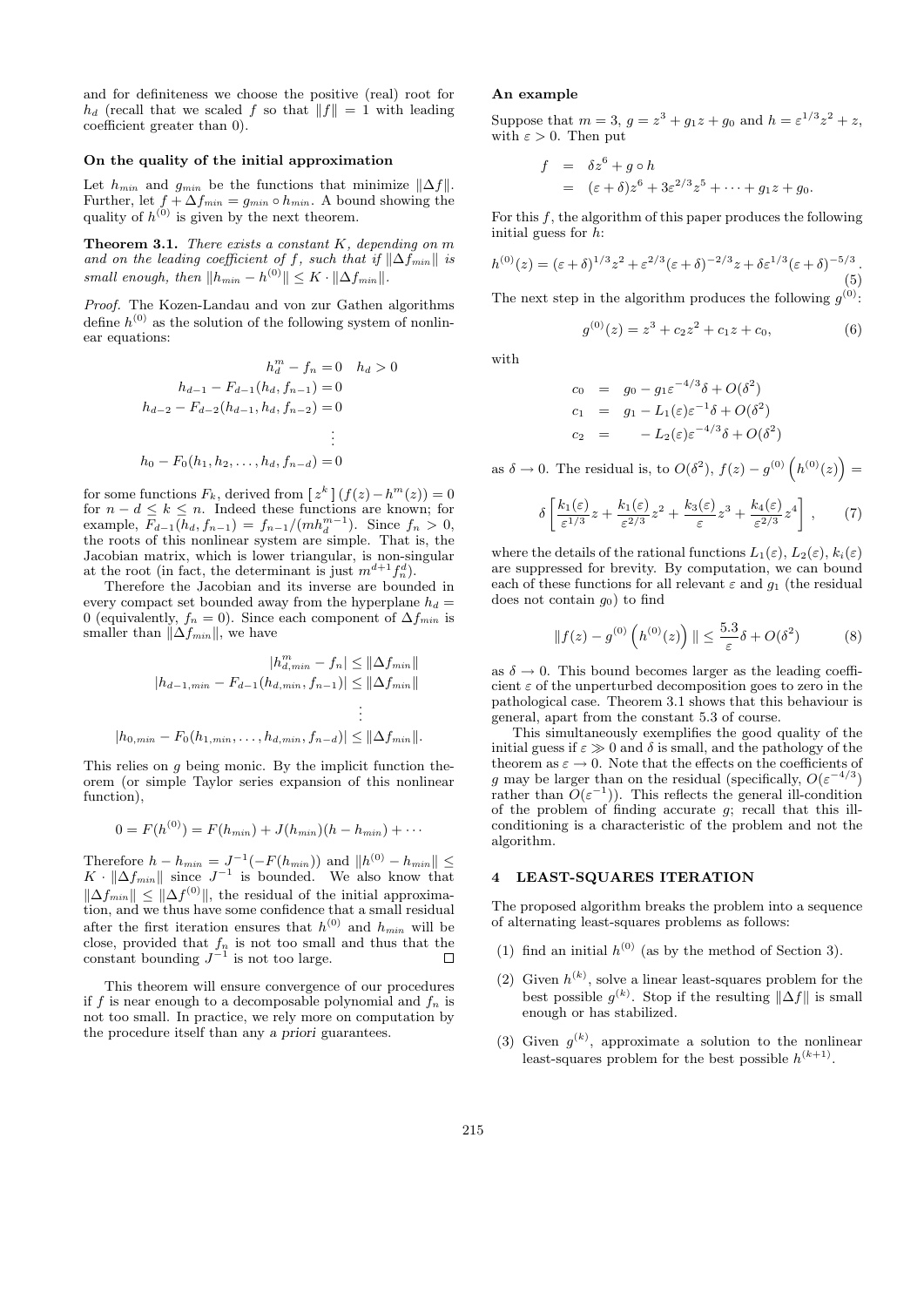and for definiteness we choose the positive (real) root for $h_d$ (recall that we scaled $f$ so that $\|f\| = 1$ with leading coefficient greater than 0).

### On the quality of the initial approximation

Let $h_{min}$ and $g_{min}$ be the functions that minimize $\|\Delta f\|$. Further, let $f + \Delta f_{min} = g_{min} \circ h_{min}$. A bound showing the quality of $h^{(0)}$ is given by the next theorem.

**Theorem 3.1.** *There exists a constant $K$, depending on $m$ and on the leading coefficient of $f$, such that if $\|\Delta f_{min}\|$ is small enough, then $\|h_{min} - h^{(0)}\| \le K \cdot \|\Delta f_{min}\|$.*

*Proof.* The Kozen-Landau and von zur Gathen algorithms define $h^{(0)}$ as the solution of the following system of nonlinear equations:

$$
\begin{aligned}
h_d^m - f_n &= 0 \quad h_d > 0 \\
h_{d-1} - F_{d-1}(h_d, f_{n-1}) &= 0 \\
h_{d-2} - F_{d-2}(h_{d-1}, h_d, f_{n-2}) &= 0 \\
&\vdots \\
h_0 - F_0(h_1, h_2, \ldots, h_d, f_{n-d}) &= 0
\end{aligned}
$$

for some functions $F_k$, derived from $[\,z^k\,](f(z) - h^m(z)) = 0$ for $n - d \le k \le n$. Indeed these functions are known; for example, $F_{d-1}(h_d, f_{n-1}) = f_{n-1}/(m h_d^{m-1})$. Since $f_n > 0$, the roots of this nonlinear system are simple. That is, the Jacobian matrix, which is lower triangular, is non-singular at the root (in fact, the determinant is just $m^{d+1} f_n^d$).

Therefore the Jacobian and its inverse are bounded in every compact set bounded away from the hyperplane $h_d = 0$ (equivalently, $f_n = 0$). Since each component of $\Delta f_{min}$ is smaller than $\|\Delta f_{min}\|$, we have

$$
\begin{aligned}
|h_{d,min}^m - f_n| &\le \|\Delta f_{min}\| \\
|h_{d-1,min} - F_{d-1}(h_{d,min}, f_{n-1})| &\le \|\Delta f_{min}\| \\
&\vdots \\
|h_{0,min} - F_0(h_{1,min}, \ldots, h_{d,min}, f_{n-d})| &\le \|\Delta f_{min}\|.
\end{aligned}
$$

This relies on $g$ being monic. By the implicit function theorem (or simple Taylor series expansion of this nonlinear function),

$$0 = F(h^{(0)}) = F(h_{min}) + J(h_{min})(h - h_{min}) + \cdots$$

Therefore $h - h_{min} = J^{-1}(-F(h_{min}))$ and $\|h^{(0)} - h_{min}\| \le K \cdot \|\Delta f_{min}\|$ since $J^{-1}$ is bounded. We also know that $\|\Delta f_{min}\| \le \|\Delta f^{(0)}\|$, the residual of the initial approximation, and we thus have some confidence that a small residual after the first iteration ensures that $h^{(0)}$ and $h_{min}$ will be close, provided that $f_n$ is not too small and thus that the constant bounding $J^{-1}$ is not too large. $\square$

This theorem will ensure convergence of our procedures if $f$ is near enough to a decomposable polynomial and $f_n$ is not too small. In practice, we rely more on computation by the procedure itself than any *a priori* guarantees.

### An example

Suppose that $m = 3$, $g = z^3 + g_1 z + g_0$ and $h = \varepsilon^{1/3} z^2 + z$, with $\varepsilon > 0$. Then put

$$
\begin{aligned}
f &= \delta z^6 + g \circ h \\
&= (\varepsilon + \delta) z^6 + 3\varepsilon^{2/3} z^5 + \cdots + g_1 z + g_0.
\end{aligned}
$$

For this $f$, the algorithm of this paper produces the following initial guess for $h$:

$$h^{(0)}(z) = (\varepsilon + \delta)^{1/3} z^2 + \varepsilon^{2/3} (\varepsilon + \delta)^{-2/3} z + \delta \varepsilon^{1/3} (\varepsilon + \delta)^{-5/3}. \tag{5}$$

The next step in the algorithm produces the following $g^{(0)}$:

$$g^{(0)}(z) = z^3 + c_2 z^2 + c_1 z + c_0, \tag{6}$$

with

$$
\begin{aligned}
c_0 &= g_0 - g_1 \varepsilon^{-4/3} \delta + O(\delta^2) \\
c_1 &= g_1 - L_1(\varepsilon) \varepsilon^{-1} \delta + O(\delta^2) \\
c_2 &= \quad - L_2(\varepsilon) \varepsilon^{-4/3} \delta + O(\delta^2)
\end{aligned}
$$

as $\delta \to 0$. The residual is, to $O(\delta^2)$, $f(z) - g^{(0)}\left(h^{(0)}(z)\right) =$

$$\delta \left[ \frac{k_1(\varepsilon)}{\varepsilon^{1/3}} z + \frac{k_1(\varepsilon)}{\varepsilon^{2/3}} z^2 + \frac{k_3(\varepsilon)}{\varepsilon} z^3 + \frac{k_4(\varepsilon)}{\varepsilon^{2/3}} z^4 \right], \tag{7}$$

where the details of the rational functions $L_1(\varepsilon)$, $L_2(\varepsilon)$, $k_i(\varepsilon)$ are suppressed for brevity. By computation, we can bound each of these functions for all relevant $\varepsilon$ and $g_1$ (the residual does not contain $g_0$) to find

$$\|f(z) - g^{(0)}\left(h^{(0)}(z)\right)\| \le \frac{5.3}{\varepsilon} \delta + O(\delta^2) \tag{8}$$

as $\delta \to 0$. This bound becomes larger as the leading coefficient $\varepsilon$ of the unperturbed decomposition goes to zero in the pathological case. Theorem 3.1 shows that this behaviour is general, apart from the constant 5.3 of course.

This simultaneously exemplifies the good quality of the initial guess if $\varepsilon \gg 0$ and $\delta$ is small, and the pathology of the theorem as $\varepsilon \to 0$. Note that the effects on the coefficients of $g$ may be larger than on the residual (specifically, $O(\varepsilon^{-4/3})$ rather than $O(\varepsilon^{-1})$). This reflects the general ill-condition of the problem of finding accurate $g$; recall that this ill-conditioning is a characteristic of the problem and not the algorithm.

## 4 LEAST-SQUARES ITERATION

The proposed algorithm breaks the problem into a sequence of alternating least-squares problems as follows:

(1) find an initial $h^{(0)}$ (as by the method of Section 3).

(2) Given $h^{(k)}$, solve a linear least-squares problem for the best possible $g^{(k)}$. Stop if the resulting $\|\Delta f\|$ is small enough or has stabilized.

(3) Given $g^{(k)}$, approximate a solution to the nonlinear least-squares problem for the best possible $h^{(k+1)}$.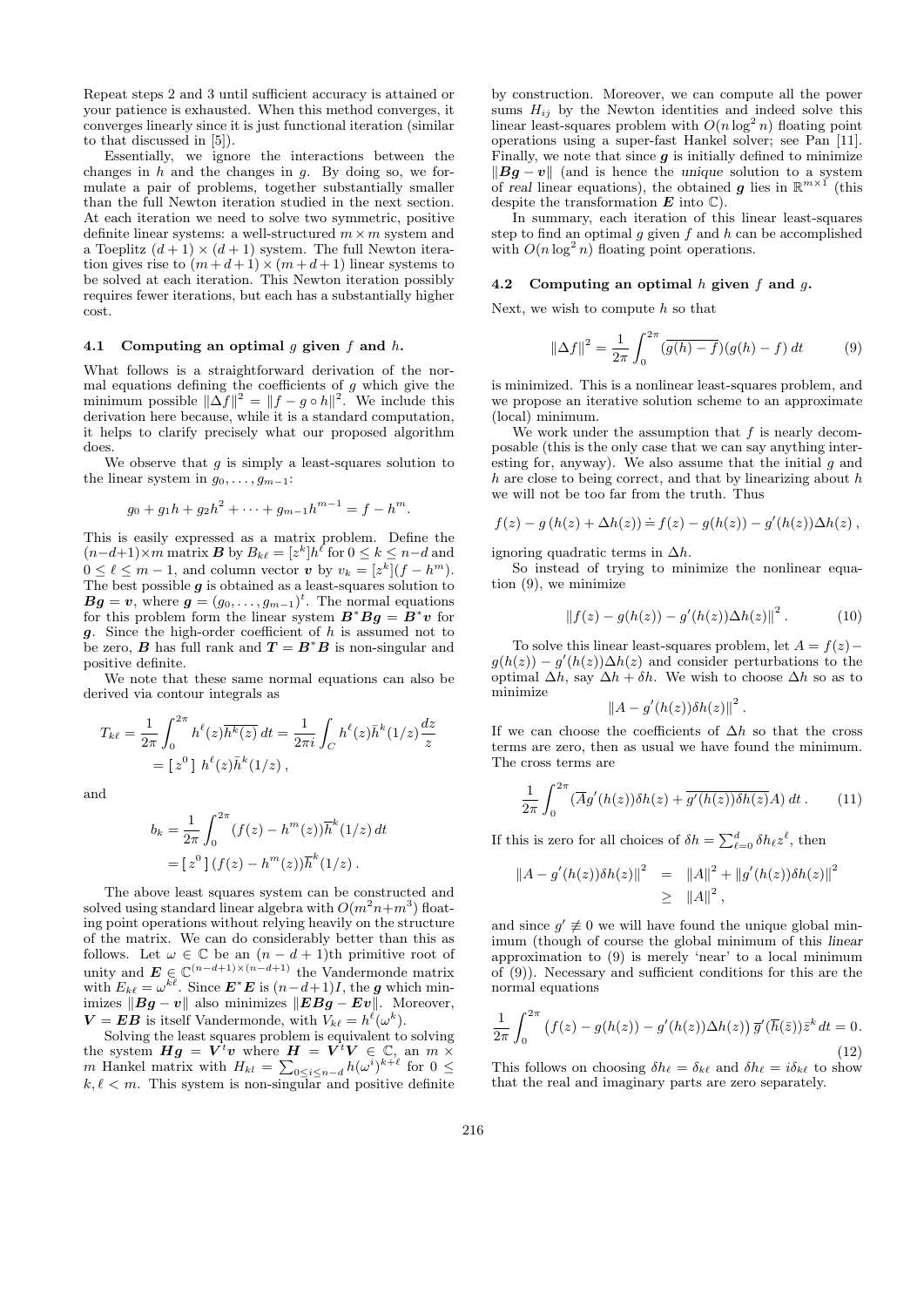Repeat steps 2 and 3 until sufficient accuracy is attained or your patience is exhausted. When this method converges, it converges linearly since it is just functional iteration (similar to that discussed in [5]).

Essentially, we ignore the interactions between the changes in $h$ and the changes in $g$. By doing so, we formulate a pair of problems, together substantially smaller than the full Newton iteration studied in the next section. At each iteration we need to solve two symmetric, positive definite linear systems: a well-structured $m \times m$ system and a Toeplitz $(d+1) \times (d+1)$ system. The full Newton iteration gives rise to $(m+d+1) \times (m+d+1)$ linear systems to be solved at each iteration. This Newton iteration possibly requires fewer iterations, but each has a substantially higher cost.

### 4.1 Computing an optimal $g$ given $f$ and $h$.

What follows is a straightforward derivation of the normal equations defining the coefficients of $g$ which give the minimum possible $\|\Delta f\|^2 = \|f - g \circ h\|^2$. We include this derivation here because, while it is a standard computation, it helps to clarify precisely what our proposed algorithm does.

We observe that $g$ is simply a least-squares solution to the linear system in $g_0, \ldots, g_{m-1}$:

$$g_0 + g_1 h + g_2 h^2 + \cdots + g_{m-1} h^{m-1} = f - h^m.$$

This is easily expressed as a matrix problem. Define the $(n-d+1) \times m$ matrix $\boldsymbol{B}$ by $B_{k\ell} = [z^k] h^\ell$ for $0 \le k \le n-d$ and $0 \le \ell \le m-1$, and column vector $\boldsymbol{v}$ by $v_k = [z^k](f - h^m)$. The best possible $\boldsymbol{g}$ is obtained as a least-squares solution to $\boldsymbol{Bg} = \boldsymbol{v}$, where $\boldsymbol{g} = (g_0, \ldots, g_{m-1})^t$. The normal equations for this problem form the linear system $\boldsymbol{B}^*\boldsymbol{Bg} = \boldsymbol{B}^*\boldsymbol{v}$ for $\boldsymbol{g}$. Since the high-order coefficient of $h$ is assumed not to be zero, $\boldsymbol{B}$ has full rank and $\boldsymbol{T} = \boldsymbol{B}^*\boldsymbol{B}$ is non-singular and positive definite.

We note that these same normal equations can also be derived via contour integrals as

$$\begin{aligned} T_{k\ell} &= \frac{1}{2\pi} \int_0^{2\pi} h^\ell(z) \overline{h^k(z)}\, dt = \frac{1}{2\pi i} \int_C h^\ell(z) \bar{h}^k(1/z) \frac{dz}{z} \\ &= [\, z^0\, ]\ h^\ell(z) \bar{h}^k(1/z)\,, \end{aligned}$$

and

$$\begin{aligned} b_k &= \frac{1}{2\pi} \int_0^{2\pi} (f(z) - h^m(z)) \overline{h}^k(1/z)\, dt \\ &= [\, z^0\, ]\, (f(z) - h^m(z)) \overline{h}^k(1/z)\,. \end{aligned}$$

The above least squares system can be constructed and solved using standard linear algebra with $O(m^2 n + m^3)$ floating point operations without relying heavily on the structure of the matrix. We can do considerably better than this as follows. Let $\omega \in \mathbb{C}$ be an $(n-d+1)$th primitive root of unity and $\boldsymbol{E} \in \mathbb{C}^{(n-d+1)\times(n-d+1)}$ the Vandermonde matrix with $E_{k\ell} = \omega^{k\ell}$. Since $\boldsymbol{E}^*\boldsymbol{E}$ is $(n-d+1)I$, the $\boldsymbol{g}$ which minimizes $\|\boldsymbol{Bg} - \boldsymbol{v}\|$ also minimizes $\|\boldsymbol{EBg} - \boldsymbol{Ev}\|$. Moreover, $\boldsymbol{V} = \boldsymbol{EB}$ is itself Vandermonde, with $V_{k\ell} = h^\ell(\omega^k)$.

Solving the least squares problem is equivalent to solving the system $\boldsymbol{Hg} = \boldsymbol{V}^t\boldsymbol{v}$ where $\boldsymbol{H} = \boldsymbol{V}^t\boldsymbol{V} \in \mathbb{C}$, an $m \times m$ Hankel matrix with $H_{kl} = \sum_{0 \le i \le n-d} h(\omega^i)^{k+\ell}$ for $0 \le k, \ell < m$. This system is non-singular and positive definite by construction. Moreover, we can compute all the power sums $H_{ij}$ by the Newton identities and indeed solve this linear least-squares problem with $O(n \log^2 n)$ floating point operations using a super-fast Hankel solver; see Pan [11]. Finally, we note that since $\boldsymbol{g}$ is initially defined to minimize $\|\boldsymbol{Bg} - \boldsymbol{v}\|$ (and is hence the *unique* solution to a system of *real* linear equations), the obtained $\boldsymbol{g}$ lies in $\mathbb{R}^{m\times 1}$ (this despite the transformation $\boldsymbol{E}$ into $\mathbb{C}$).

In summary, each iteration of this linear least-squares step to find an optimal $g$ given $f$ and $h$ can be accomplished with $O(n \log^2 n)$ floating point operations.

### 4.2 Computing an optimal $h$ given $f$ and $g$.

Next, we wish to compute $h$ so that

$$\|\Delta f\|^2 = \frac{1}{2\pi} \int_0^{2\pi} (\overline{g(h) - f})(g(h) - f)\, dt \tag{9}$$

is minimized. This is a nonlinear least-squares problem, and we propose an iterative solution scheme to an approximate (local) minimum.

We work under the assumption that $f$ is nearly decomposable (this is the only case that we can say anything interesting for, anyway). We also assume that the initial $g$ and $h$ are close to being correct, and that by linearizing about $h$ we will not be too far from the truth. Thus

$$f(z) - g\left(h(z) + \Delta h(z)\right) \doteq f(z) - g(h(z)) - g'(h(z))\Delta h(z)\,,$$

ignoring quadratic terms in $\Delta h$.

So instead of trying to minimize the nonlinear equation (9), we minimize

$$\|f(z) - g(h(z)) - g'(h(z))\Delta h(z)\|^2\,. \tag{10}$$

To solve this linear least-squares problem, let $A = f(z) - g(h(z)) - g'(h(z))\Delta h(z)$ and consider perturbations to the optimal $\Delta h$, say $\Delta h + \delta h$. We wish to choose $\Delta h$ so as to minimize

$$\|A - g'(h(z))\delta h(z)\|^2\,.$$

If we can choose the coefficients of $\Delta h$ so that the cross terms are zero, then as usual we have found the minimum. The cross terms are

$$\frac{1}{2\pi} \int_0^{2\pi} (\overline{A} g'(h(z))\delta h(z) + \overline{g'(h(z))\delta h(z)} A)\, dt\,. \tag{11}$$

If this is zero for all choices of $\delta h = \sum_{\ell=0}^d \delta h_\ell z^\ell$, then

$$\begin{aligned} \|A - g'(h(z))\delta h(z)\|^2 &= \|A\|^2 + \|g'(h(z))\delta h(z)\|^2 \\ &\ge \|A\|^2\,, \end{aligned}$$

and since $g' \not\equiv 0$ we will have found the unique global minimum (though of course the global minimum of this *linear* approximation to (9) is merely 'near' to a local minimum of (9)). Necessary and sufficient conditions for this are the normal equations

$$\frac{1}{2\pi} \int_0^{2\pi} \left(f(z) - g(h(z)) - g'(h(z))\Delta h(z)\right) \overline{g}'(\overline{h}(\bar{z}))\bar{z}^k\, dt = 0. \tag{12}$$

This follows on choosing $\delta h_\ell = \delta_{k\ell}$ and $\delta h_\ell = i\delta_{k\ell}$ to show that the real and imaginary parts are zero separately.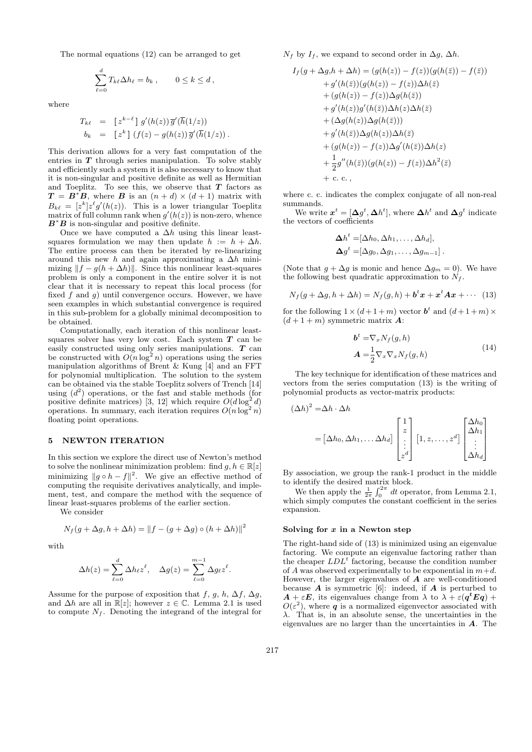The normal equations (12) can be arranged to get

$$\sum_{\ell=0}^{d} T_{k\ell} \Delta h_\ell = b_k\,, \qquad 0 \le k \le d\,,$$

where

$$\begin{aligned} T_{k\ell} &= \left[\, z^{k-\ell} \,\right] g'(h(z))\, \overline{g}'(\overline{h}(1/z)) \\ b_k &= \left[\, z^{k} \,\right] (f(z) - g(h(z))\, \overline{g}'(\overline{h}(1/z))\,. \end{aligned}$$

This derivation allows for a very fast computation of the entries in $\boldsymbol{T}$ through series manipulation. To solve stably and efficiently such a system it is also necessary to know that it is non-singular and positive definite as well as Hermitian and Toeplitz. To see this, we observe that $\boldsymbol{T}$ factors as $\boldsymbol{T} = \boldsymbol{B}^*\boldsymbol{B}$, where $\boldsymbol{B}$ is an $(n+d)\times(d+1)$ matrix with $B_{k\ell} = [z^k] z^\ell g'(h(z))$. This is a lower triangular Toeplitz matrix of full column rank when $g'(h(z))$ is non-zero, whence $\boldsymbol{B}^*\boldsymbol{B}$ is non-singular and positive definite.

Once we have computed a $\Delta h$ using this linear least-squares formulation we may then update $h := h + \Delta h$. The entire process can then be iterated by re-linearizing around this new $h$ and again approximating a $\Delta h$ minimizing $\|f - g(h + \Delta h)\|$. Since this nonlinear least-squares problem is only a component in the entire solver it is not clear that it is necessary to repeat this local process (for fixed $f$ and $g$) until convergence occurs. However, we have seen examples in which substantial convergence is required in this sub-problem for a globally minimal decomposition to be obtained.

Computationally, each iteration of this nonlinear least-squares solver has very low cost. Each system $\boldsymbol{T}$ can be easily constructed using only series manipulations. $\boldsymbol{T}$ can be constructed with $O(n \log^2 n)$ operations using the series manipulation algorithms of Brent & Kung [4] and an FFT for polynomial multiplication. The solution to the system can be obtained via the stable Toeplitz solvers of Trench [14] using $(d^2)$ operations, or the fast and stable methods (for positive definite matrices) [3, 12] which require $O(d \log^2 d)$ operations. In summary, each iteration requires $O(n \log^2 n)$ floating point operations.

## 5 NEWTON ITERATION

In this section we explore the direct use of Newton's method to solve the nonlinear minimization problem: find $g, h \in \mathbb{R}[z]$ minimizing $\|g \circ h - f\|^2$. We give an effective method of computing the requisite derivatives analytically, and implement, test, and compare the method with the sequence of linear least-squares problems of the earlier section.

We consider

$$N_f(g + \Delta g, h + \Delta h) = \|f - (g + \Delta g) \circ (h + \Delta h)\|^2$$

with

$$\Delta h(z) = \sum_{\ell=0}^{d} \Delta h_\ell z^\ell, \quad \Delta g(z) = \sum_{\ell=0}^{m-1} \Delta g_\ell z^\ell.$$

Assume for the purpose of exposition that $f$, $g$, $h$, $\Delta f$, $\Delta g$, and $\Delta h$ are all in $\mathbb{R}[z]$; however $z \in \mathbb{C}$. Lemma 2.1 is used to compute $N_f$. Denoting the integrand of the integral for $N_f$ by $I_f$, we expand to second order in $\Delta g$, $\Delta h$.

$$\begin{aligned} I_f(g + \Delta g, h + \Delta h) &= (g(h(z)) - f(z))(g(h(\bar z)) - f(\bar z)) \\ &+ g'(h(\bar z))(g(h(z)) - f(z))\Delta h(\bar z) \\ &+ (g(h(z)) - f(z))\Delta g(h(\bar z)) \\ &+ g'(h(z))g'(h(\bar z))\Delta h(z)\Delta h(\bar z) \\ &+ (\Delta g(h(z))\Delta g(h(\bar z))) \\ &+ g'(h(\bar z))\Delta g(h(z))\Delta h(\bar z) \\ &+ (g(h(z)) - f(z))\Delta g'(h(\bar z))\Delta h(z) \\ &+ \frac{1}{2} g''(h(\bar z))(g(h(z)) - f(z))\Delta h^2(\bar z) \\ &+ \text{c. c.}\,, \end{aligned}$$

where c. c. indicates the complex conjugate of all non-real summands.

We write $\boldsymbol{x}^t = [\boldsymbol{\Delta g}^t, \boldsymbol{\Delta h}^t]$, where $\boldsymbol{\Delta h}^t$ and $\boldsymbol{\Delta g}^t$ indicate the vectors of coefficients

$$\begin{aligned} \boldsymbol{\Delta h}^t &= [\Delta h_0, \Delta h_1, \ldots, \Delta h_d], \\ \boldsymbol{\Delta g}^t &= [\Delta g_0, \Delta g_1, \ldots, \Delta g_{m-1}]\,. \end{aligned}$$

(Note that $g + \Delta g$ is monic and hence $\Delta g_m = 0$). We have the following best quadratic approximation to $N_f$.

$$N_f(g + \Delta g, h + \Delta h) = N_f(g, h) + \boldsymbol{b}^t\boldsymbol{x} + \boldsymbol{x}^t\boldsymbol{A}\boldsymbol{x} + \cdots \quad (13)$$

for the following $1 \times (d+1+m)$ vector $\boldsymbol{b}^t$ and $(d+1+m) \times (d+1+m)$ symmetric matrix $\boldsymbol{A}$:

$$\begin{aligned} \boldsymbol{b}^t &= \nabla_x N_f(g, h) \\ \boldsymbol{A} &= \frac{1}{2} \nabla_x \nabla_x N_f(g, h) \end{aligned} \quad (14)$$

The key technique for identification of these matrices and vectors from the series computation (13) is the writing of polynomial products as vector-matrix products:

$$\begin{aligned} (\Delta h)^2 &= \Delta h \cdot \Delta h \\ &= \begin{bmatrix} \Delta h_0, \Delta h_1, \ldots \Delta h_d \end{bmatrix} \begin{bmatrix} 1 \\ z \\ \vdots \\ z^d \end{bmatrix} \begin{bmatrix} 1, z, \ldots, z^d \end{bmatrix} \begin{bmatrix} \Delta h_0 \\ \Delta h_1 \\ \vdots \\ \Delta h_d \end{bmatrix} \end{aligned}$$

By association, we group the rank-1 product in the middle to identify the desired matrix block.

We then apply the $\frac{1}{2\pi}\int_0^{2\pi} dt$ operator, from Lemma 2.1, which simply computes the constant coefficient in the series expansion.

### Solving for $x$ in a Newton step

The right-hand side of (13) is minimized using an eigenvalue factoring. We compute an eigenvalue factoring rather than the cheaper $LDL^t$ factoring, because the condition number of $A$ was observed experimentally to be exponential in $m+d$. However, the larger eigenvalues of $\boldsymbol{A}$ are well-conditioned because $\boldsymbol{A}$ is symmetric [6]: indeed, if $\boldsymbol{A}$ is perturbed to $\boldsymbol{A} + \varepsilon\boldsymbol{E}$, its eigenvalues change from $\lambda$ to $\lambda + \varepsilon(\boldsymbol{q^t E q}) + O(\varepsilon^2)$, where $\boldsymbol{q}$ is a normalized eigenvector associated with $\lambda$. That is, in an absolute sense, the uncertainties in the eigenvalues are no larger than the uncertainties in $\boldsymbol{A}$. The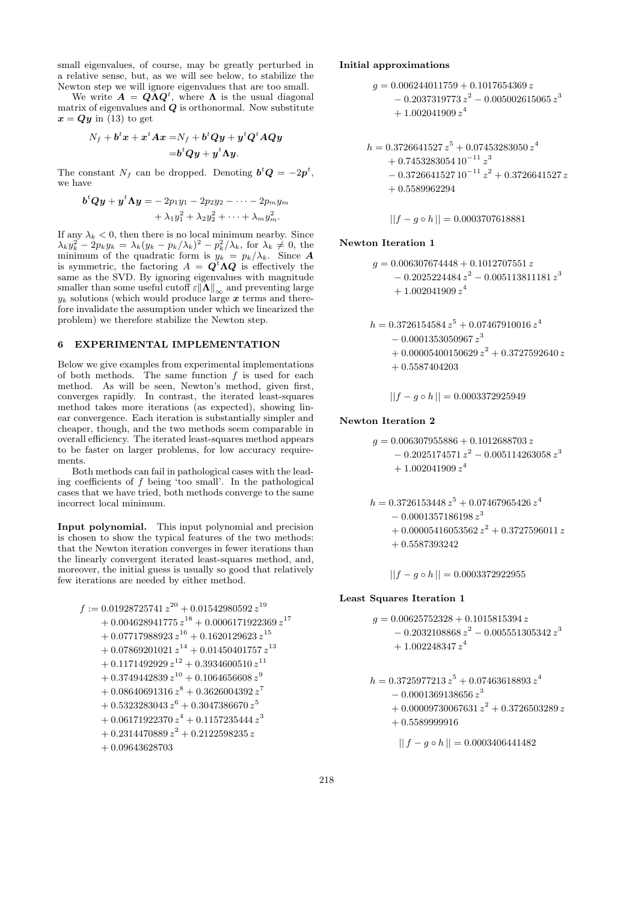small eigenvalues, of course, may be greatly perturbed in a relative sense, but, as we will see below, to stabilize the Newton step we will ignore eigenvalues that are too small.

We write $\boldsymbol{A} = \boldsymbol{Q}\boldsymbol{\Lambda}\boldsymbol{Q}^t$, where $\boldsymbol{\Lambda}$ is the usual diagonal matrix of eigenvalues and $\boldsymbol{Q}$ is orthonormal. Now substitute $\boldsymbol{x} = \boldsymbol{Q}\boldsymbol{y}$ in (13) to get

$$
\begin{aligned}
N_f + \boldsymbol{b}^t\boldsymbol{x} + \boldsymbol{x}^t\boldsymbol{A}\boldsymbol{x} &= N_f + \boldsymbol{b}^t\boldsymbol{Q}\boldsymbol{y} + \boldsymbol{y}^t\boldsymbol{Q}^t\boldsymbol{A}\boldsymbol{Q}\boldsymbol{y} \\
&= \boldsymbol{b}^t\boldsymbol{Q}\boldsymbol{y} + \boldsymbol{y}^t\boldsymbol{\Lambda}\boldsymbol{y}.
\end{aligned}
$$

The constant $N_f$ can be dropped. Denoting $\boldsymbol{b}^t\boldsymbol{Q} = -2\boldsymbol{p}^t$, we have

$$
\begin{aligned}
\boldsymbol{b}^t\boldsymbol{Q}\boldsymbol{y} + \boldsymbol{y}^t\boldsymbol{\Lambda}\boldsymbol{y} = &-2p_1y_1 - 2p_2y_2 - \cdots - 2p_my_m \\
&+ \lambda_1 y_1^2 + \lambda_2 y_2^2 + \cdots + \lambda_m y_m^2.
\end{aligned}
$$

If any $\lambda_k < 0$, then there is no local minimum nearby. Since $\lambda_k y_k^2 - 2p_k y_k = \lambda_k(y_k - p_k/\lambda_k)^2 - p_k^2/\lambda_k$, for $\lambda_k \neq 0$, the minimum of the quadratic form is $y_k = p_k/\lambda_k$. Since $\boldsymbol{A}$ is symmetric, the factoring $A = \boldsymbol{Q}^t\boldsymbol{\Lambda}\boldsymbol{Q}$ is effectively the same as the SVD. By ignoring eigenvalues with magnitude smaller than some useful cutoff $\varepsilon\|\boldsymbol{\Lambda}\|_\infty$ and preventing large $y_k$ solutions (which would produce large $\boldsymbol{x}$ terms and therefore invalidate the assumption under which we linearized the problem) we therefore stabilize the Newton step.

## 6 EXPERIMENTAL IMPLEMENTATION

Below we give examples from experimental implementations of both methods. The same function $f$ is used for each method. As will be seen, Newton's method, given first, converges rapidly. In contrast, the iterated least-squares method takes more iterations (as expected), showing linear convergence. Each iteration is substantially simpler and cheaper, though, and the two methods seem comparable in overall efficiency. The iterated least-squares method appears to be faster on larger problems, for low accuracy requirements.

Both methods can fail in pathological cases with the leading coefficients of $f$ being 'too small'. In the pathological cases that we have tried, both methods converge to the same incorrect local minimum.

**Input polynomial.** This input polynomial and precision is chosen to show the typical features of the two methods: that the Newton iteration converges in fewer iterations than the linearly convergent iterated least-squares method, and, moreover, the initial guess is usually so good that relatively few iterations are needed by either method.

$$
\begin{aligned}
f := &\ 0.01928725741\,z^{20} + 0.01542980592\,z^{19} \\
&+ 0.004628941775\,z^{18} + 0.0006171922369\,z^{17} \\
&+ 0.07717988923\,z^{16} + 0.1620129623\,z^{15} \\
&+ 0.07869201021\,z^{14} + 0.01450401757\,z^{13} \\
&+ 0.1171492929\,z^{12} + 0.3934600510\,z^{11} \\
&+ 0.3749442839\,z^{10} + 0.1064656608\,z^{9} \\
&+ 0.08640691316\,z^{8} + 0.3626004392\,z^{7} \\
&+ 0.5323283043\,z^{6} + 0.3047386670\,z^{5} \\
&+ 0.06171922370\,z^{4} + 0.1157235444\,z^{3} \\
&+ 0.2314470889\,z^{2} + 0.2122598235\,z \\
&+ 0.09643628703
\end{aligned}
$$

**Initial approximations**

$$
\begin{aligned}
g = &\ 0.006244011759 + 0.1017654369\,z \\
&- 0.2037319773\,z^2 - 0.005002615065\,z^3 \\
&+ 1.002041909\,z^4
\end{aligned}
$$

$$
\begin{aligned}
h = &\ 0.3726641527\,z^5 + 0.07453283050\,z^4 \\
&+ 0.7453283054\,10^{-11}\,z^3 \\
&- 0.3726641527\,10^{-11}\,z^2 + 0.3726641527\,z \\
&+ 0.5589962294
\end{aligned}
$$

$$
\|f - g \circ h\| = 0.0003707618881
$$

**Newton Iteration 1**

$$
\begin{aligned}
g = &\ 0.006307674448 + 0.1012707551\,z \\
&- 0.2025224484\,z^2 - 0.005113811181\,z^3 \\
&+ 1.002041909\,z^4
\end{aligned}
$$

$$
\begin{aligned}
h = &\ 0.3726154584\,z^5 + 0.07467910016\,z^4 \\
&- 0.0001353050967\,z^3 \\
&+ 0.00005400150629\,z^2 + 0.3727592640\,z \\
&+ 0.5587404203
\end{aligned}
$$

$$
\|f - g \circ h\| = 0.0003372925949
$$

**Newton Iteration 2**

$$
\begin{aligned}
g = &\ 0.006307955886 + 0.1012688703\,z \\
&- 0.2025174571\,z^2 - 0.005114263058\,z^3 \\
&+ 1.002041909\,z^4
\end{aligned}
$$

$$
\begin{aligned}
h = &\ 0.3726153448\,z^5 + 0.07467965426\,z^4 \\
&- 0.0001357186198\,z^3 \\
&+ 0.00005416053562\,z^2 + 0.3727596011\,z \\
&+ 0.5587393242
\end{aligned}
$$

$$
\|f - g \circ h\| = 0.0003372922955
$$

**Least Squares Iteration 1**

$$
\begin{aligned}
g = &\ 0.00625752328 + 0.1015815394\,z \\
&- 0.2032108868\,z^2 - 0.005551305342\,z^3 \\
&+ 1.002248347\,z^4
\end{aligned}
$$

$$
\begin{aligned}
h = &\ 0.3725977213\,z^5 + 0.07463618893\,z^4 \\
&- 0.0001369138656\,z^3 \\
&+ 0.00009730067631\,z^2 + 0.3726503289\,z \\
&+ 0.5589999916
\end{aligned}
$$

$$
\|f - g \circ h\| = 0.0003406441482
$$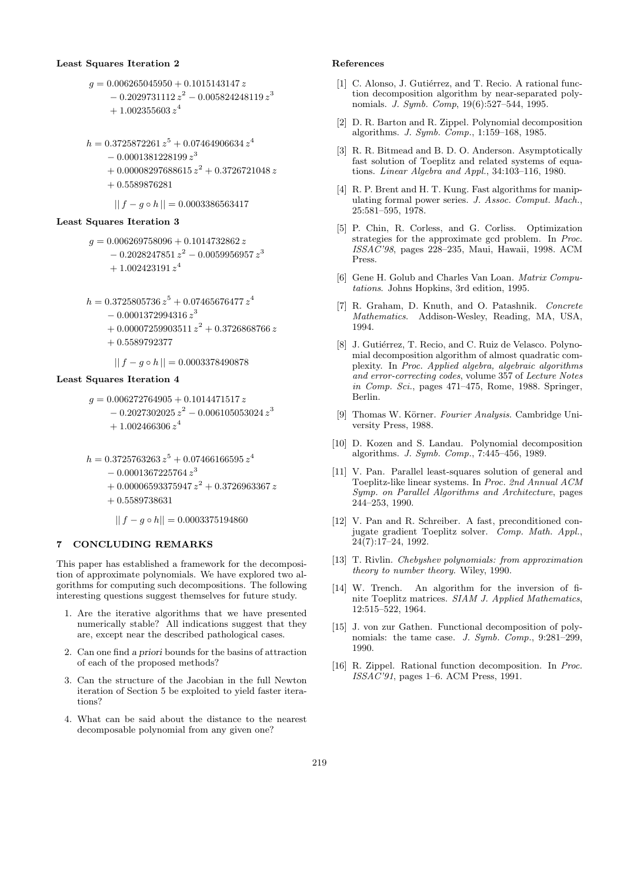**Least Squares Iteration 2**

$$g = 0.006265045950 + 0.1015143147\,z - 0.2029731112\,z^2 - 0.005824248119\,z^3 + 1.002355603\,z^4$$

$$h = 0.3725872261\,z^5 + 0.07464906634\,z^4 - 0.0001381228199\,z^3 + 0.00008297688615\,z^2 + 0.3726721048\,z + 0.5589876281$$

$$\|\, f - g \circ h \,\| = 0.0003386563417$$

**Least Squares Iteration 3**

$$g = 0.006269758096 + 0.1014732862\,z - 0.2028247851\,z^2 - 0.0059956957\,z^3 + 1.002423191\,z^4$$

$$h = 0.3725805736\,z^5 + 0.07465676477\,z^4 - 0.0001372994316\,z^3 + 0.00007259903511\,z^2 + 0.3726868766\,z + 0.5589792377$$

$$\|\, f - g \circ h \,\| = 0.0003378490878$$

**Least Squares Iteration 4**

$$g = 0.006272764905 + 0.1014471517\,z - 0.2027302025\,z^2 - 0.006105053024\,z^3 + 1.002466306\,z^4$$

$$h = 0.3725763263\,z^5 + 0.07466166595\,z^4 - 0.0001367225764\,z^3 + 0.00006593375947\,z^2 + 0.3726963367\,z + 0.5589738631$$

$$\|\, f - g \circ h \| = 0.0003375194860$$

## 7 CONCLUDING REMARKS

This paper has established a framework for the decomposition of approximate polynomials. We have explored two algorithms for computing such decompositions. The following interesting questions suggest themselves for future study.

1. Are the iterative algorithms that we have presented numerically stable? All indications suggest that they are, except near the described pathological cases.
2. Can one find *a priori* bounds for the basins of attraction of each of the proposed methods?
3. Can the structure of the Jacobian in the full Newton iteration of Section 5 be exploited to yield faster iterations?
4. What can be said about the distance to the nearest decomposable polynomial from any given one?

**References**

[1] C. Alonso, J. Gutiérrez, and T. Recio. A rational function decomposition algorithm by near-separated polynomials. *J. Symb. Comp*, 19(6):527–544, 1995.

[2] D. R. Barton and R. Zippel. Polynomial decomposition algorithms. *J. Symb. Comp.*, 1:159–168, 1985.

[3] R. R. Bitmead and B. D. O. Anderson. Asymptotically fast solution of Toeplitz and related systems of equations. *Linear Algebra and Appl.*, 34:103–116, 1980.

[4] R. P. Brent and H. T. Kung. Fast algorithms for manipulating formal power series. *J. Assoc. Comput. Mach.*, 25:581–595, 1978.

[5] P. Chin, R. Corless, and G. Corliss. Optimization strategies for the approximate gcd problem. In *Proc. ISSAC'98*, pages 228–235, Maui, Hawaii, 1998. ACM Press.

[6] Gene H. Golub and Charles Van Loan. *Matrix Computations*. Johns Hopkins, 3rd edition, 1995.

[7] R. Graham, D. Knuth, and O. Patashnik. *Concrete Mathematics*. Addison-Wesley, Reading, MA, USA, 1994.

[8] J. Gutiérrez, T. Recio, and C. Ruiz de Velasco. Polynomial decomposition algorithm of almost quadratic complexity. In *Proc. Applied algebra, algebraic algorithms and error-correcting codes*, volume 357 of *Lecture Notes in Comp. Sci.*, pages 471–475, Rome, 1988. Springer, Berlin.

[9] Thomas W. Körner. *Fourier Analysis*. Cambridge University Press, 1988.

[10] D. Kozen and S. Landau. Polynomial decomposition algorithms. *J. Symb. Comp.*, 7:445–456, 1989.

[11] V. Pan. Parallel least-squares solution of general and Toeplitz-like linear systems. In *Proc. 2nd Annual ACM Symp. on Parallel Algorithms and Architecture*, pages 244–253, 1990.

[12] V. Pan and R. Schreiber. A fast, preconditioned conjugate gradient Toeplitz solver. *Comp. Math. Appl.*, 24(7):17–24, 1992.

[13] T. Rivlin. *Chebyshev polynomials: from approximation theory to number theory*. Wiley, 1990.

[14] W. Trench. An algorithm for the inversion of finite Toeplitz matrices. *SIAM J. Applied Mathematics*, 12:515–522, 1964.

[15] J. von zur Gathen. Functional decomposition of polynomials: the tame case. *J. Symb. Comp.*, 9:281–299, 1990.

[16] R. Zippel. Rational function decomposition. In *Proc. ISSAC'91*, pages 1–6. ACM Press, 1991.